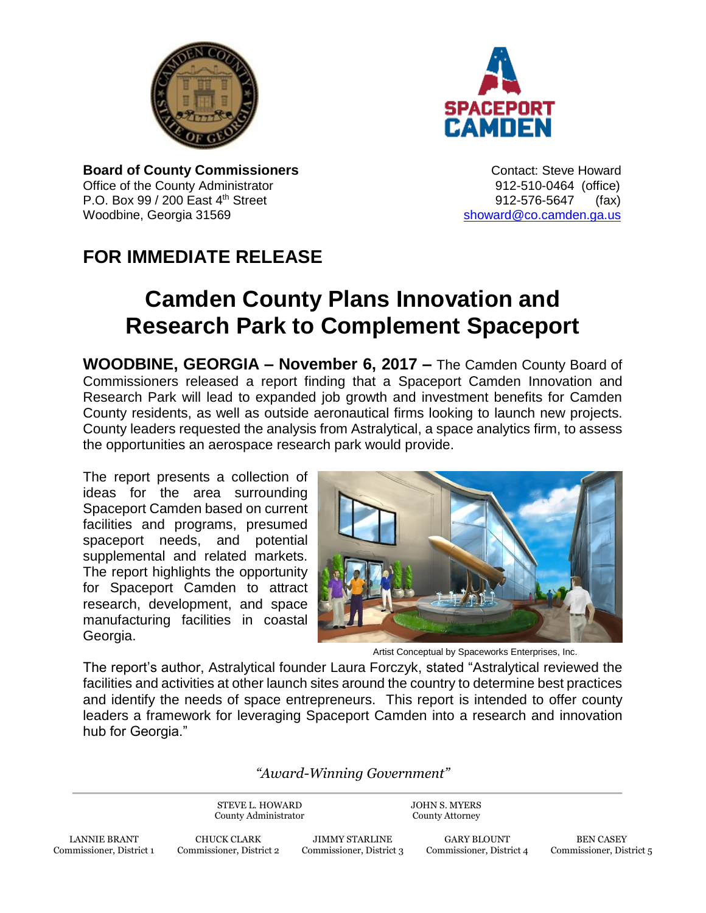**Board of County Commissioners**
Office of the County Administrator
P.O. Box 99 / 200 East 4th Street
Woodbine, Georgia 31569

Contact: Steve Howard
912-510-0464 (office)
912-576-5647 (fax)
showard@co.camden.ga.us

## FOR IMMEDIATE RELEASE

# Camden County Plans Innovation and Research Park to Complement Spaceport

**WOODBINE, GEORGIA – November 6, 2017 –** The Camden County Board of Commissioners released a report finding that a Spaceport Camden Innovation and Research Park will lead to expanded job growth and investment benefits for Camden County residents, as well as outside aeronautical firms looking to launch new projects. County leaders requested the analysis from Astralytical, a space analytics firm, to assess the opportunities an aerospace research park would provide.

The report presents a collection of ideas for the area surrounding Spaceport Camden based on current facilities and programs, presumed spaceport needs, and potential supplemental and related markets. The report highlights the opportunity for Spaceport Camden to attract research, development, and space manufacturing facilities in coastal Georgia.

Artist Conceptual by Spaceworks Enterprises, Inc.

The report's author, Astralytical founder Laura Forczyk, stated "Astralytical reviewed the facilities and activities at other launch sites around the country to determine best practices and identify the needs of space entrepreneurs. This report is intended to offer county leaders a framework for leveraging Spaceport Camden into a research and innovation hub for Georgia."

*"Award-Winning Government"*

STEVE L. HOWARD, County Administrator
JOHN S. MYERS, County Attorney

LANNIE BRANT, Commissioner, District 1
CHUCK CLARK, Commissioner, District 2
JIMMY STARLINE, Commissioner, District 3
GARY BLOUNT, Commissioner, District 4
BEN CASEY, Commissioner, District 5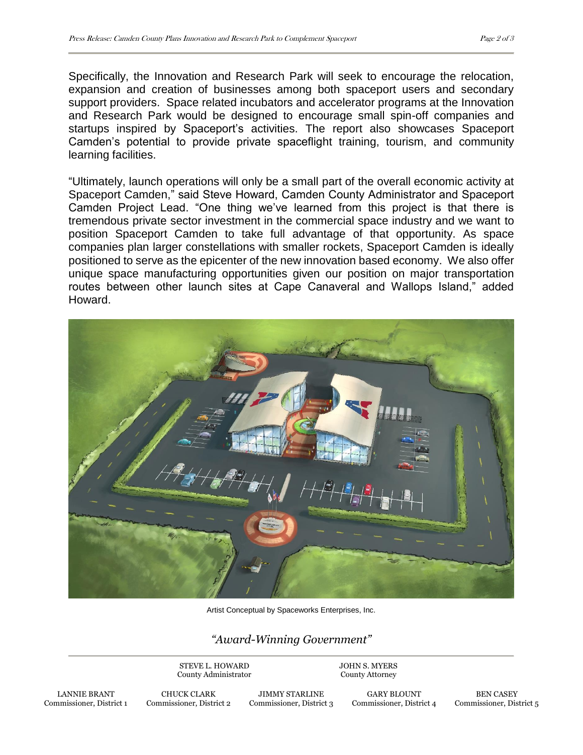Specifically, the Innovation and Research Park will seek to encourage the relocation, expansion and creation of businesses among both spaceport users and secondary support providers. Space related incubators and accelerator programs at the Innovation and Research Park would be designed to encourage small spin-off companies and startups inspired by Spaceport's activities. The report also showcases Spaceport Camden's potential to provide private spaceflight training, tourism, and community learning facilities.

"Ultimately, launch operations will only be a small part of the overall economic activity at Spaceport Camden," said Steve Howard, Camden County Administrator and Spaceport Camden Project Lead. "One thing we've learned from this project is that there is tremendous private sector investment in the commercial space industry and we want to position Spaceport Camden to take full advantage of that opportunity. As space companies plan larger constellations with smaller rockets, Spaceport Camden is ideally positioned to serve as the epicenter of the new innovation based economy. We also offer unique space manufacturing opportunities given our position on major transportation routes between other launch sites at Cape Canaveral and Wallops Island," added Howard.

Artist Conceptual by Spaceworks Enterprises, Inc.

*"Award-Winning Government"*

STEVE L. HOWARD
County Administrator

JOHN S. MYERS
County Attorney

LANNIE BRANT
Commissioner, District 1

CHUCK CLARK
Commissioner, District 2

JIMMY STARLINE
Commissioner, District 3

GARY BLOUNT
Commissioner, District 4

BEN CASEY
Commissioner, District 5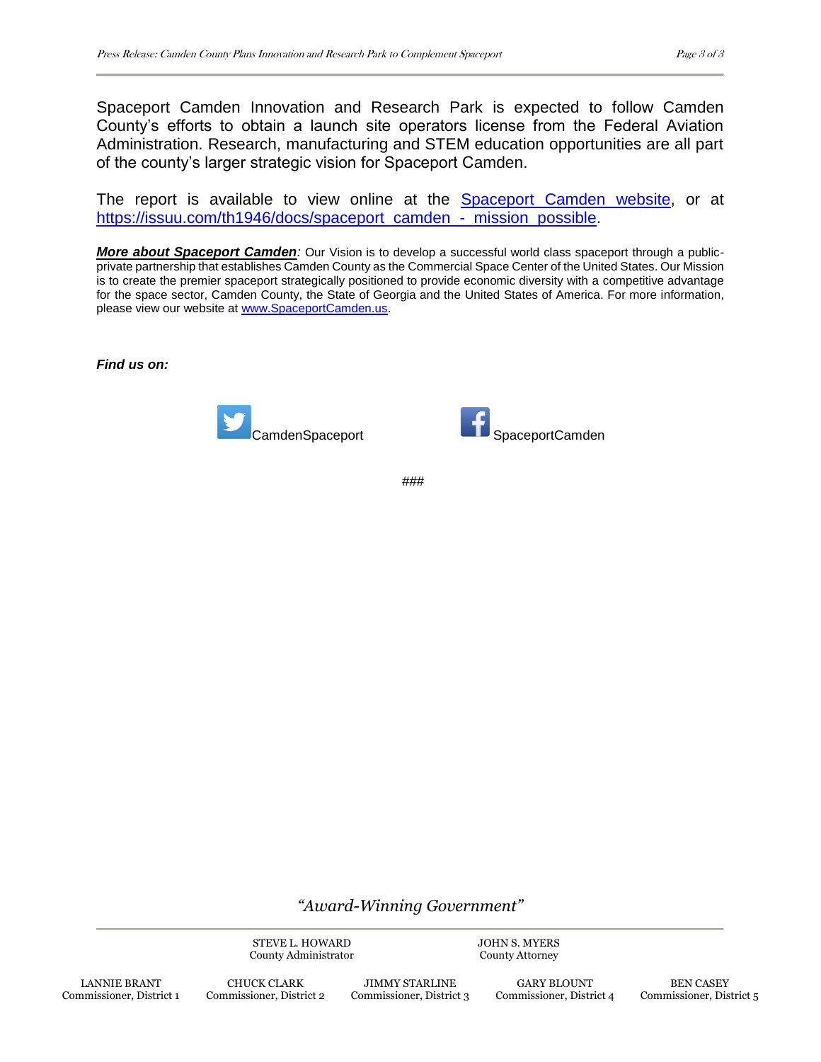Spaceport Camden Innovation and Research Park is expected to follow Camden County's efforts to obtain a launch site operators license from the Federal Aviation Administration. Research, manufacturing and STEM education opportunities are all part of the county's larger strategic vision for Spaceport Camden.

The report is available to view online at the Spaceport Camden website, or at https://issuu.com/th1946/docs/spaceport_camden_-_mission_possible.

***More about Spaceport Camden****:* Our Vision is to develop a successful world class spaceport through a public-private partnership that establishes Camden County as the Commercial Space Center of the United States. Our Mission is to create the premier spaceport strategically positioned to provide economic diversity with a competitive advantage for the space sector, Camden County, the State of Georgia and the United States of America. For more information, please view our website at www.SpaceportCamden.us.

***Find us on:***

CamdenSpaceport    SpaceportCamden

###

*"Award-Winning Government"*

STEVE L. HOWARD
County Administrator

JOHN S. MYERS
County Attorney

LANNIE BRANT
Commissioner, District 1

CHUCK CLARK
Commissioner, District 2

JIMMY STARLINE
Commissioner, District 3

GARY BLOUNT
Commissioner, District 4

BEN CASEY
Commissioner, District 5